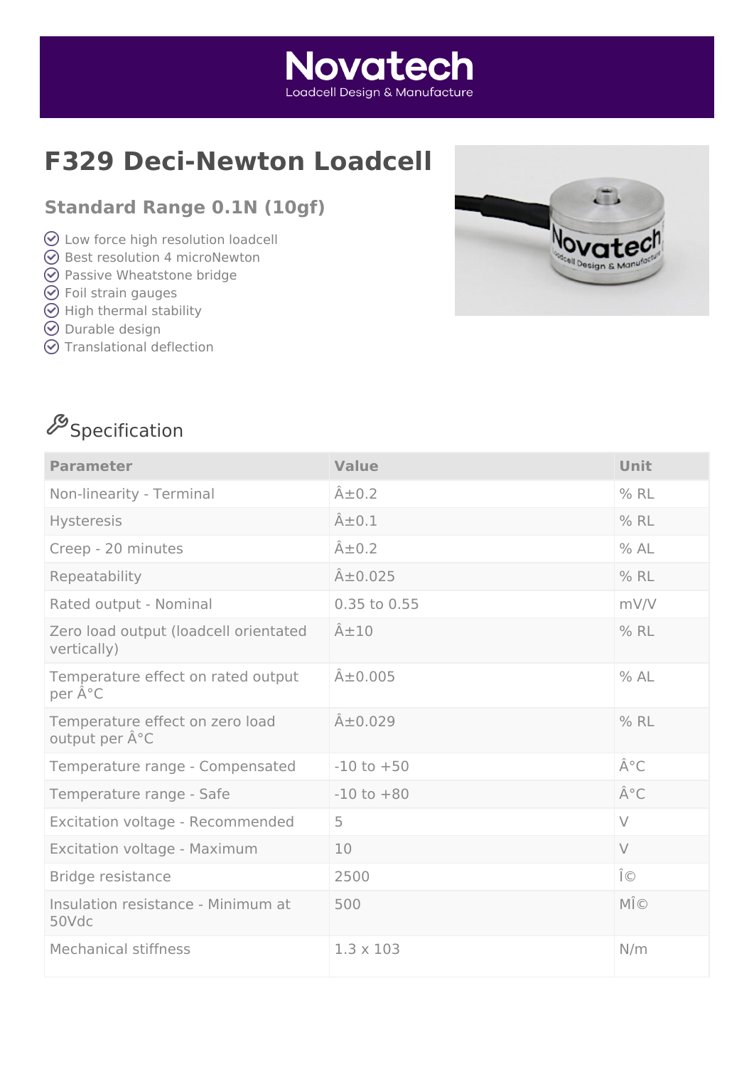Novatech
Loadcell Design & Manufacture

# F329 Deci-Newton Loadcell

## Standard Range 0.1N (10gf)

- Low force high resolution loadcell
- Best resolution 4 microNewton
- Passive Wheatstone bridge
- Foil strain gauges
- High thermal stability
- Durable design
- Translational deflection

## Specification

| Parameter | Value | Unit |
|---|---|---|
| Non-linearity - Terminal | Â±0.2 | % RL |
| Hysteresis | Â±0.1 | % RL |
| Creep - 20 minutes | Â±0.2 | % AL |
| Repeatability | Â±0.025 | % RL |
| Rated output - Nominal | 0.35 to 0.55 | mV/V |
| Zero load output (loadcell orientated vertically) | Â±10 | % RL |
| Temperature effect on rated output per Â°C | Â±0.005 | % AL |
| Temperature effect on zero load output per Â°C | Â±0.029 | % RL |
| Temperature range - Compensated | -10 to +50 | Â°C |
| Temperature range - Safe | -10 to +80 | Â°C |
| Excitation voltage - Recommended | 5 | V |
| Excitation voltage - Maximum | 10 | V |
| Bridge resistance | 2500 | Î© |
| Insulation resistance - Minimum at 50Vdc | 500 | MÎ© |
| Mechanical stiffness | 1.3 x 103 | N/m |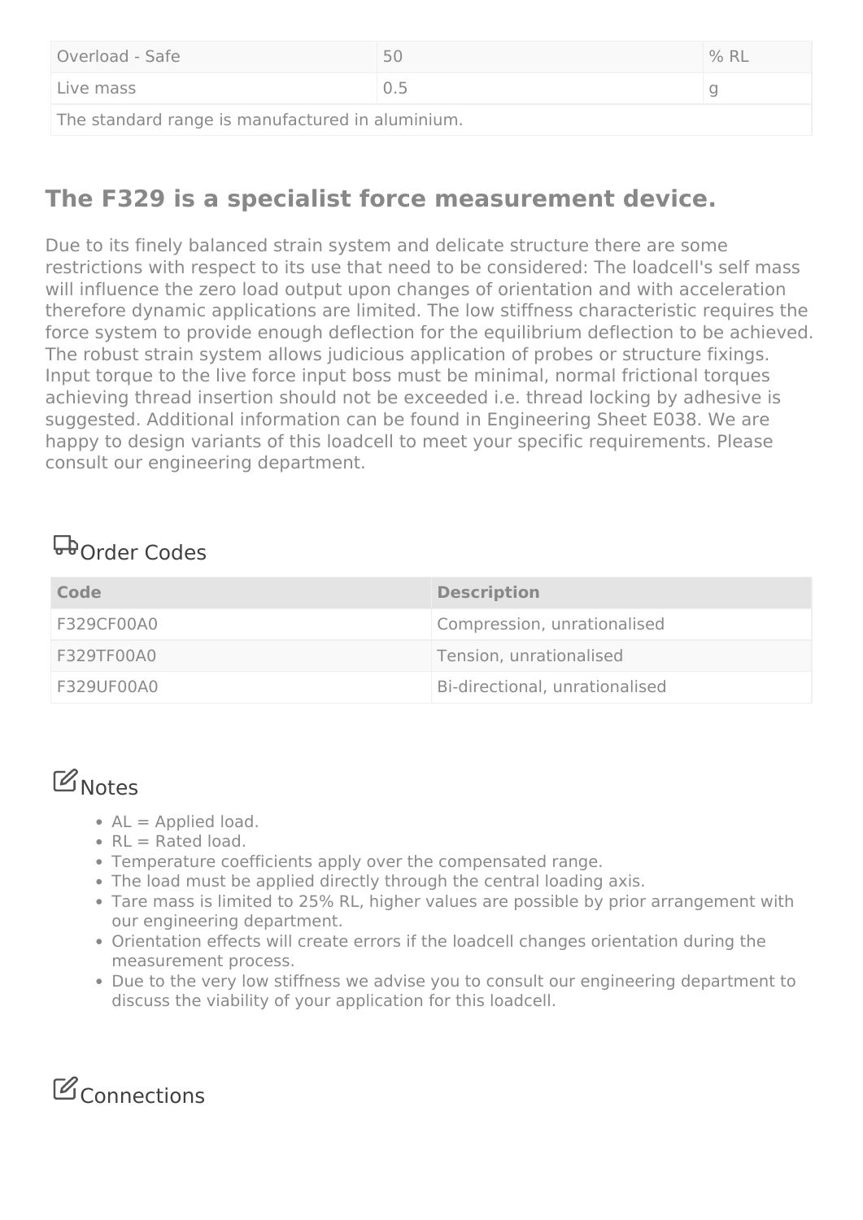| | | |
|---|---|---|
| Overload - Safe | 50 | % RL |
| Live mass | 0.5 | g |
| The standard range is manufactured in aluminium. | | |

## The F329 is a specialist force measurement device.

Due to its finely balanced strain system and delicate structure there are some restrictions with respect to its use that need to be considered: The loadcell's self mass will influence the zero load output upon changes of orientation and with acceleration therefore dynamic applications are limited. The low stiffness characteristic requires the force system to provide enough deflection for the equilibrium deflection to be achieved. The robust strain system allows judicious application of probes or structure fixings. Input torque to the live force input boss must be minimal, normal frictional torques achieving thread insertion should not be exceeded i.e. thread locking by adhesive is suggested. Additional information can be found in Engineering Sheet E038. We are happy to design variants of this loadcell to meet your specific requirements. Please consult our engineering department.

## Order Codes

| Code | Description |
|---|---|
| F329CF00A0 | Compression, unrationalised |
| F329TF00A0 | Tension, unrationalised |
| F329UF00A0 | Bi-directional, unrationalised |

## Notes

- AL = Applied load.
- RL = Rated load.
- Temperature coefficients apply over the compensated range.
- The load must be applied directly through the central loading axis.
- Tare mass is limited to 25% RL, higher values are possible by prior arrangement with our engineering department.
- Orientation effects will create errors if the loadcell changes orientation during the measurement process.
- Due to the very low stiffness we advise you to consult our engineering department to discuss the viability of your application for this loadcell.

## Connections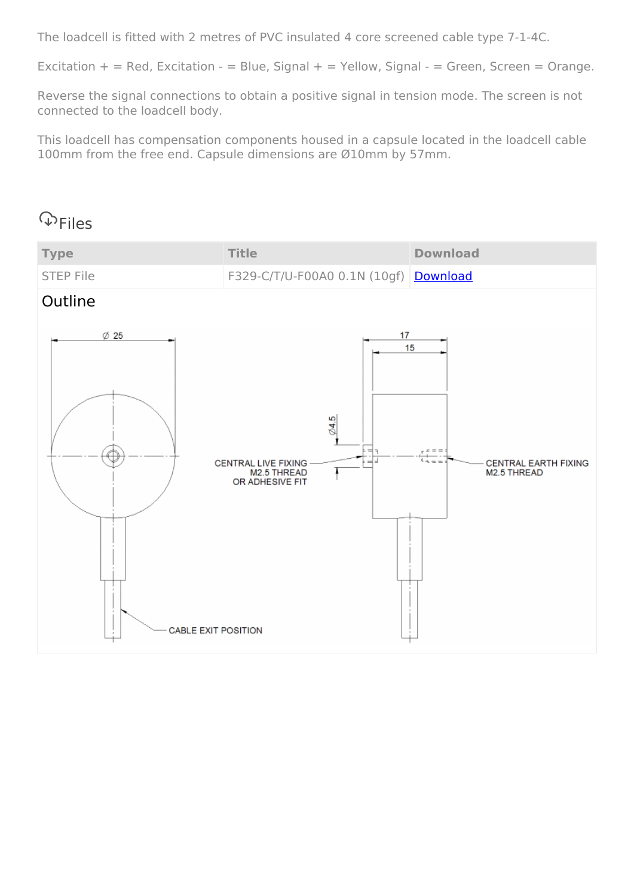The loadcell is fitted with 2 metres of PVC insulated 4 core screened cable type 7-1-4C.

Excitation + = Red, Excitation - = Blue, Signal + = Yellow, Signal - = Green, Screen = Orange.

Reverse the signal connections to obtain a positive signal in tension mode. The screen is not connected to the loadcell body.

This loadcell has compensation components housed in a capsule located in the loadcell cable 100mm from the free end. Capsule dimensions are Ø10mm by 57mm.

## Files

| Type | Title | Download |
| --- | --- | --- |
| STEP File | F329-C/T/U-F00A0 0.1N (10gf) | Download |

### Outline

Ø 25

17

15

Ø4.5

CENTRAL LIVE FIXING
M2.5 THREAD
OR ADHESIVE FIT

CENTRAL EARTH FIXING
M2.5 THREAD

CABLE EXIT POSITION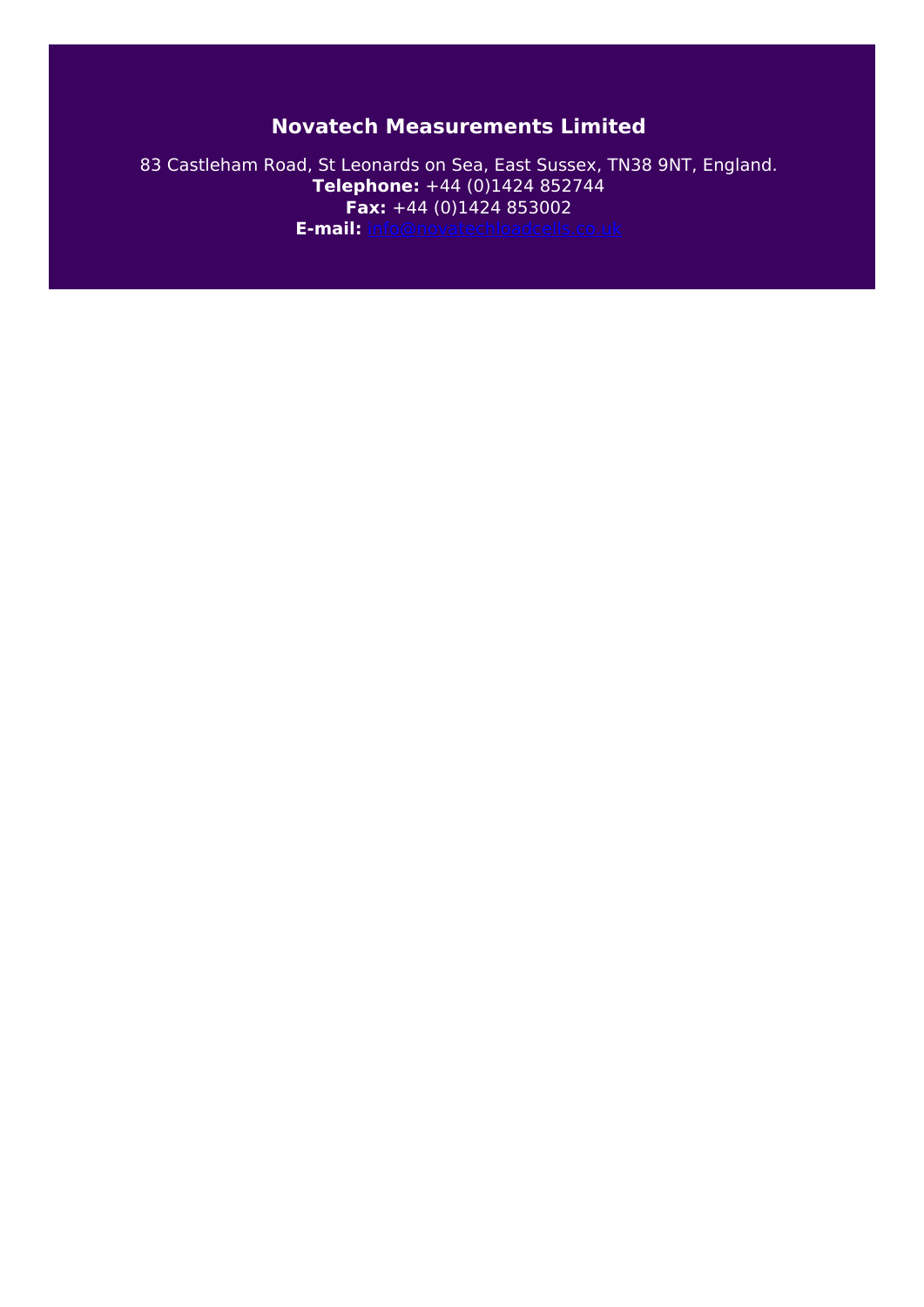## Novatech Measurements Limited

83 Castleham Road, St Leonards on Sea, East Sussex, TN38 9NT, England.
**Telephone:** +44 (0)1424 852744
**Fax:** +44 (0)1424 853002
**E-mail:** info@novatechloadcells.co.uk